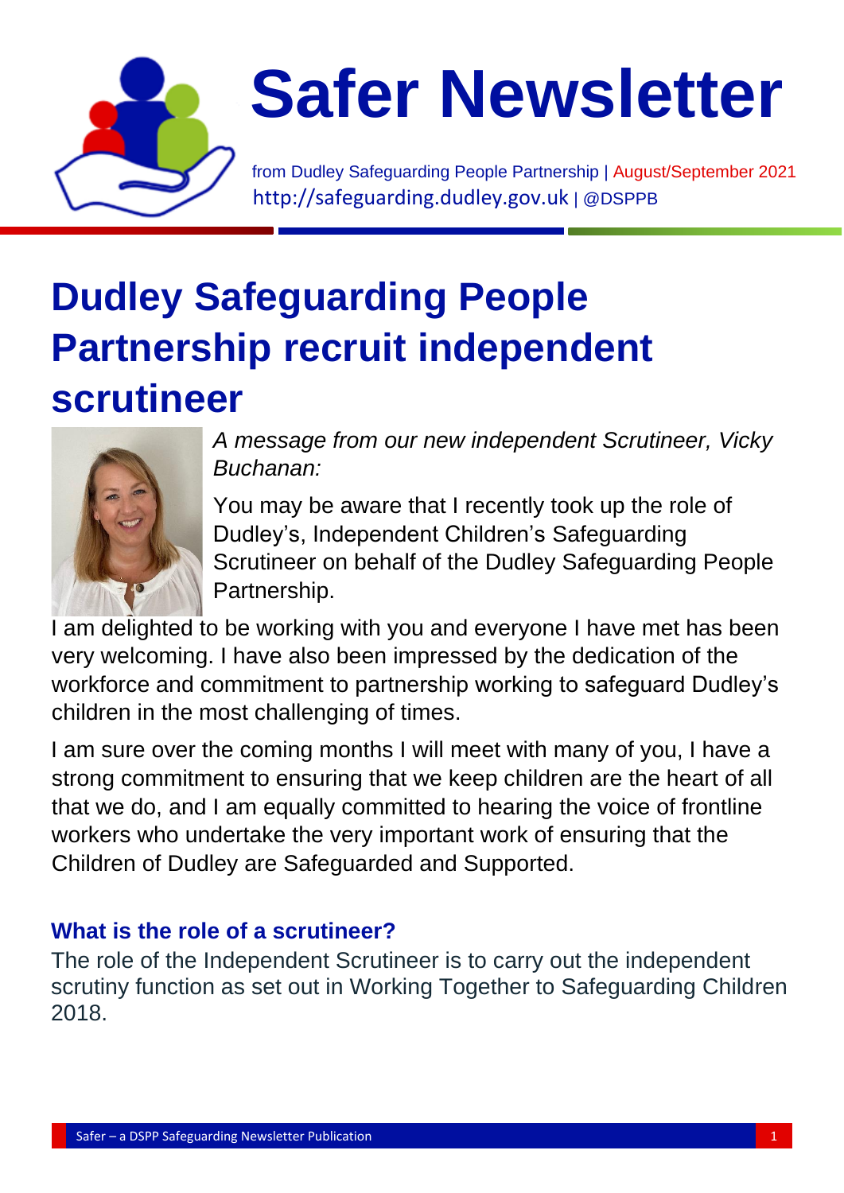# Safer Newsletter

from Dudley Safeguarding People Partnership | August/September 2021
http://safeguarding.dudley.gov.uk | @DSPPB

## Dudley Safeguarding People Partnership recruit independent scrutineer

*A message from our new independent Scrutineer, Vicky Buchanan:*

You may be aware that I recently took up the role of Dudley's, Independent Children's Safeguarding Scrutineer on behalf of the Dudley Safeguarding People Partnership.

I am delighted to be working with you and everyone I have met has been very welcoming. I have also been impressed by the dedication of the workforce and commitment to partnership working to safeguard Dudley's children in the most challenging of times.

I am sure over the coming months I will meet with many of you, I have a strong commitment to ensuring that we keep children are the heart of all that we do, and I am equally committed to hearing the voice of frontline workers who undertake the very important work of ensuring that the Children of Dudley are Safeguarded and Supported.

### What is the role of a scrutineer?

The role of the Independent Scrutineer is to carry out the independent scrutiny function as set out in Working Together to Safeguarding Children 2018.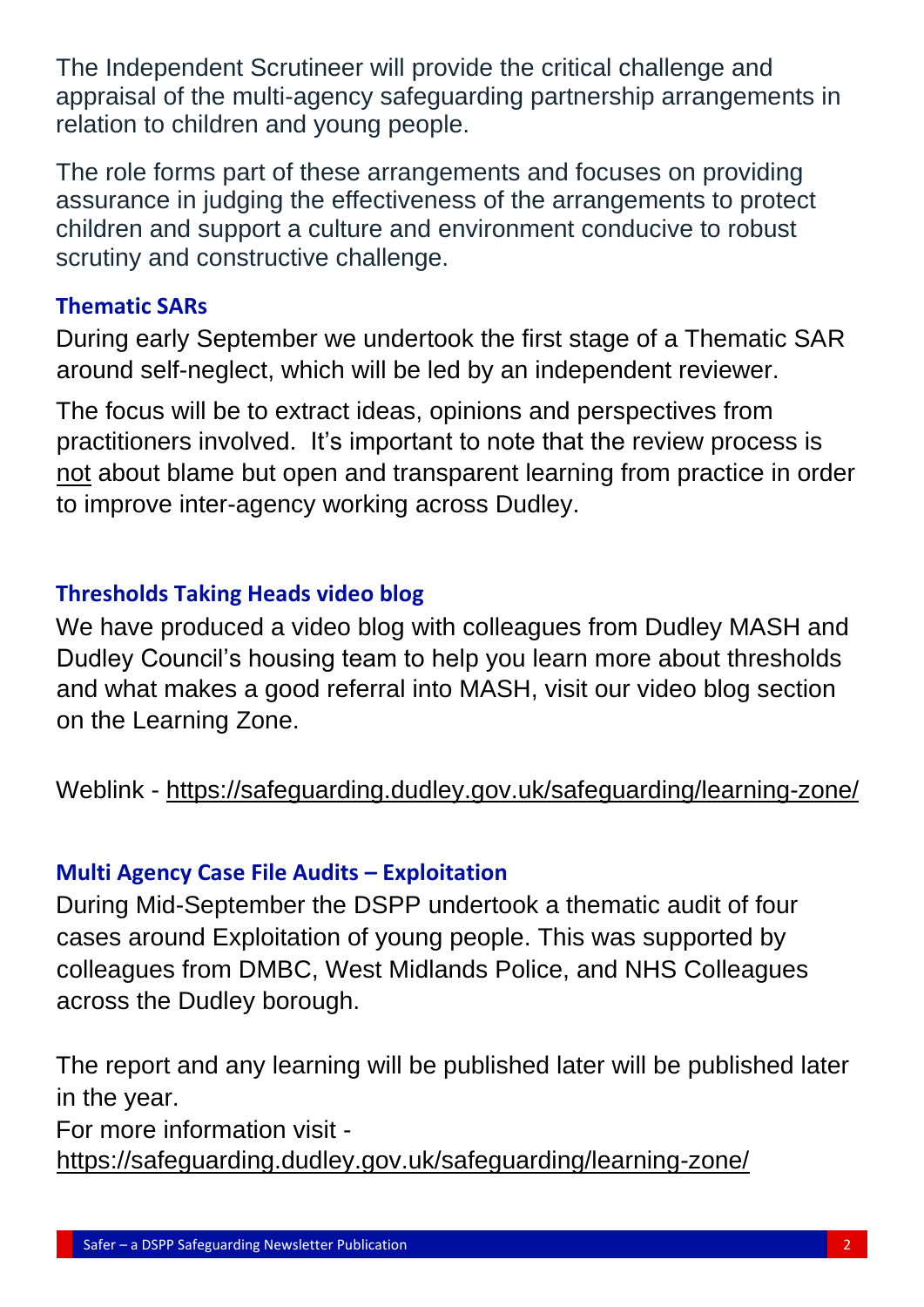The Independent Scrutineer will provide the critical challenge and appraisal of the multi-agency safeguarding partnership arrangements in relation to children and young people.

The role forms part of these arrangements and focuses on providing assurance in judging the effectiveness of the arrangements to protect children and support a culture and environment conducive to robust scrutiny and constructive challenge.

### Thematic SARs

During early September we undertook the first stage of a Thematic SAR around self-neglect, which will be led by an independent reviewer.

The focus will be to extract ideas, opinions and perspectives from practitioners involved. It's important to note that the review process is not about blame but open and transparent learning from practice in order to improve inter-agency working across Dudley.

### Thresholds Taking Heads video blog

We have produced a video blog with colleagues from Dudley MASH and Dudley Council's housing team to help you learn more about thresholds and what makes a good referral into MASH, visit our video blog section on the Learning Zone.

Weblink - https://safeguarding.dudley.gov.uk/safeguarding/learning-zone/

### Multi Agency Case File Audits – Exploitation

During Mid-September the DSPP undertook a thematic audit of four cases around Exploitation of young people. This was supported by colleagues from DMBC, West Midlands Police, and NHS Colleagues across the Dudley borough.

The report and any learning will be published later will be published later in the year.

For more information visit - https://safeguarding.dudley.gov.uk/safeguarding/learning-zone/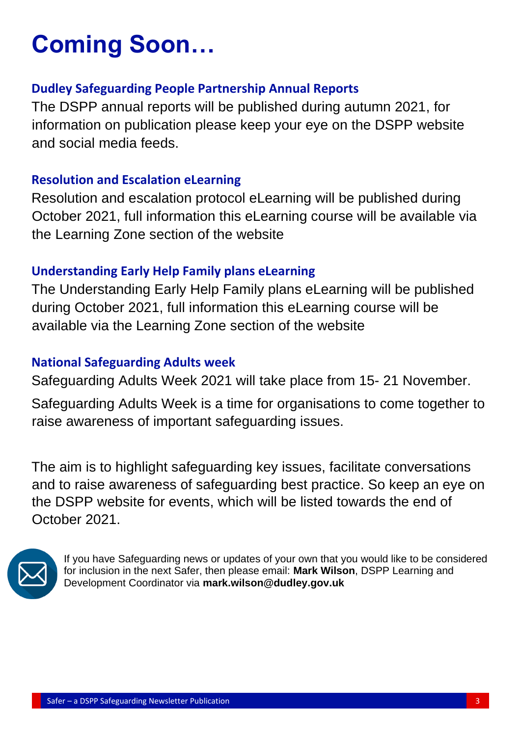# Coming Soon…

### Dudley Safeguarding People Partnership Annual Reports

The DSPP annual reports will be published during autumn 2021, for information on publication please keep your eye on the DSPP website and social media feeds.

### Resolution and Escalation eLearning

Resolution and escalation protocol eLearning will be published during October 2021, full information this eLearning course will be available via the Learning Zone section of the website

### Understanding Early Help Family plans eLearning

The Understanding Early Help Family plans eLearning will be published during October 2021, full information this eLearning course will be available via the Learning Zone section of the website

### National Safeguarding Adults week

Safeguarding Adults Week 2021 will take place from 15- 21 November.

Safeguarding Adults Week is a time for organisations to come together to raise awareness of important safeguarding issues.

The aim is to highlight safeguarding key issues, facilitate conversations and to raise awareness of safeguarding best practice. So keep an eye on the DSPP website for events, which will be listed towards the end of October 2021.

If you have Safeguarding news or updates of your own that you would like to be considered for inclusion in the next Safer, then please email: **Mark Wilson**, DSPP Learning and Development Coordinator via **mark.wilson@dudley.gov.uk**